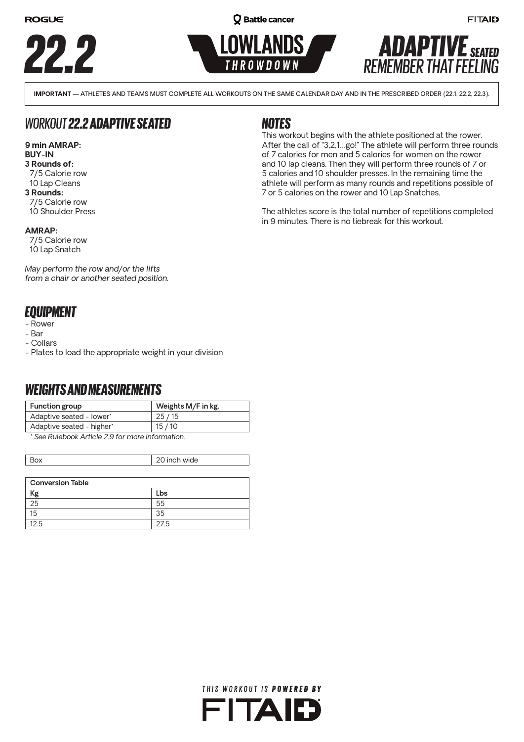ROGUE | Battle cancer | FITAID

# 22.2

LOWLANDS THROWDOWN

## ADAPTIVE SEATED
REMEMBER THAT FEELING

**IMPORTANT** — ATHLETES AND TEAMS MUST COMPLETE ALL WORKOUTS ON THE SAME CALENDAR DAY AND IN THE PRESCRIBED ORDER (22.1, 22.2, 22.3).

## WORKOUT 22.2 ADAPTIVE SEATED

**9 min AMRAP:**
**BUY-IN**
**3 Rounds of:**
- 7/5 Calorie row
- 10 Lap Cleans

**3 Rounds:**
- 7/5 Calorie row
- 10 Shoulder Press

**AMRAP:**
- 7/5 Calorie row
- 10 Lap Snatch

*May perform the row and/or the lifts from a chair or another seated position.*

## NOTES

This workout begins with the athlete positioned at the rower. After the call of "3,2,1...go!" The athlete will perform three rounds of 7 calories for men and 5 calories for women on the rower and 10 lap cleans. Then they will perform three rounds of 7 or 5 calories and 10 shoulder presses. In the remaining time the athlete will perform as many rounds and repetitions possible of 7 or 5 calories on the rower and 10 Lap Snatches.

The athletes score is the total number of repetitions completed in 9 minutes. There is no tiebreak for this workout.

## EQUIPMENT

- Rower
- Bar
- Collars
- Plates to load the appropriate weight in your division

## WEIGHTS AND MEASUREMENTS

| Function group | Weights M/F in kg. |
|---|---|
| Adaptive seated - lower* | 25 / 15 |
| Adaptive seated - higher* | 15 / 10 |

*\* See Rulebook Article 2.9 for more information.*

| Box | 20 inch wide |
|---|---|

| Conversion Table | |
|---|---|
| **Kg** | **Lbs** |
| 25 | 55 |
| 15 | 35 |
| 12.5 | 27.5 |

THIS WORKOUT IS **POWERED BY**
FITAID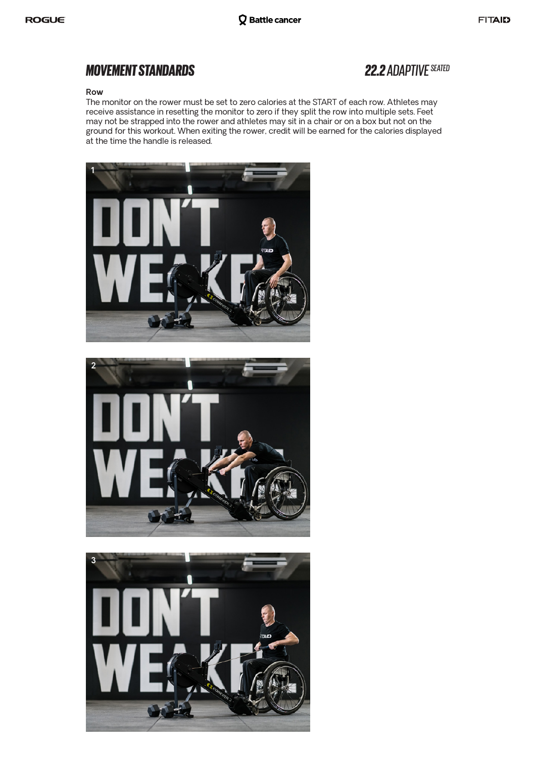# MOVEMENT STANDARDS

## 22.2 ADAPTIVE SEATED

**Row**

The monitor on the rower must be set to zero calories at the START of each row. Athletes may receive assistance in resetting the monitor to zero if they split the row into multiple sets. Feet may not be strapped into the rower and athletes may sit in a chair or on a box but not on the ground for this workout. When exiting the rower, credit will be earned for the calories displayed at the time the handle is released.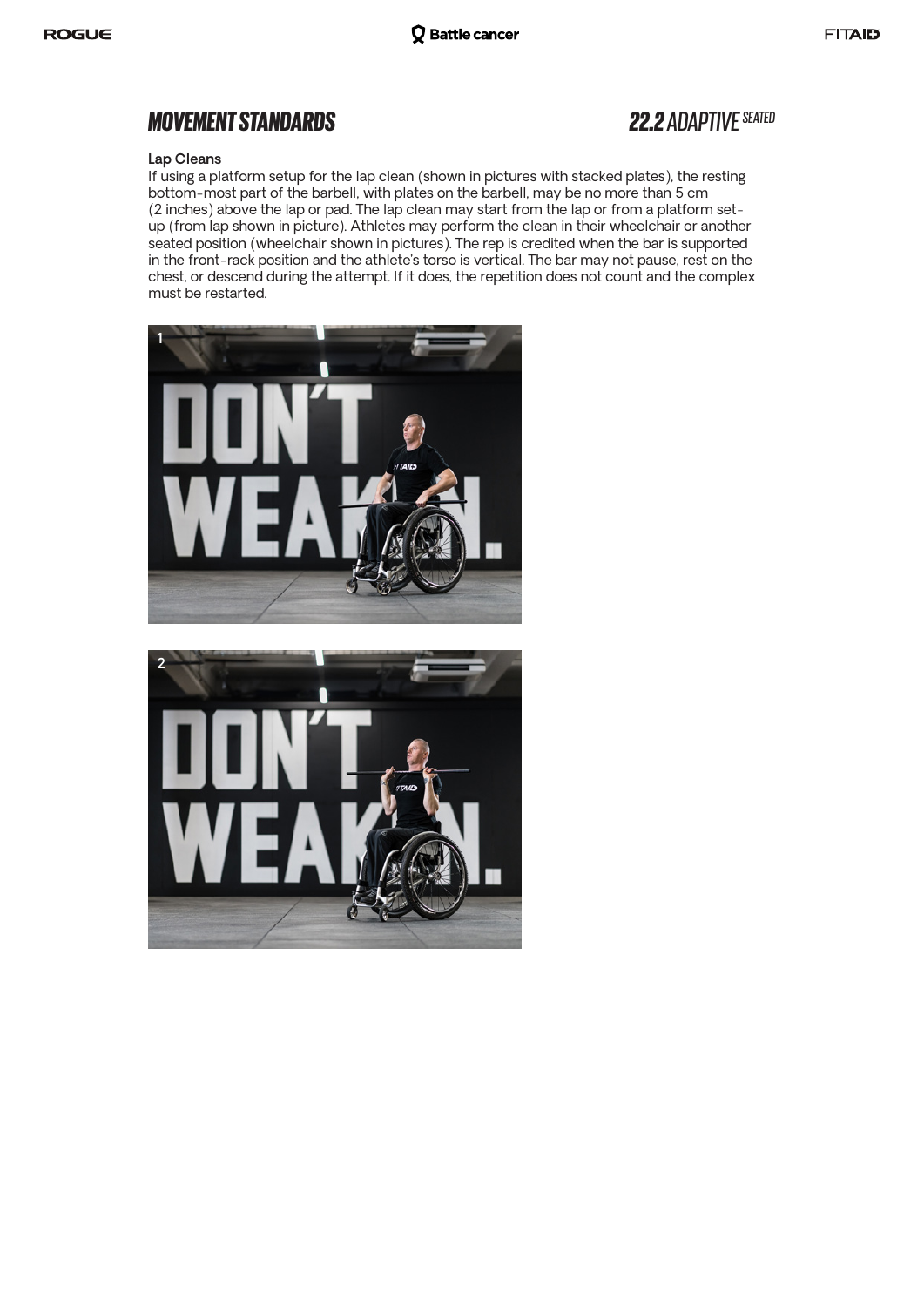# MOVEMENT STANDARDS

## 22.2 ADAPTIVE SEATED

**Lap Cleans**

If using a platform setup for the lap clean (shown in pictures with stacked plates), the resting bottom-most part of the barbell, with plates on the barbell, may be no more than 5 cm (2 inches) above the lap or pad. The lap clean may start from the lap or from a platform set-up (from lap shown in picture). Athletes may perform the clean in their wheelchair or another seated position (wheelchair shown in pictures). The rep is credited when the bar is supported in the front-rack position and the athlete's torso is vertical. The bar may not pause, rest on the chest, or descend during the attempt. If it does, the repetition does not count and the complex must be restarted.

1

2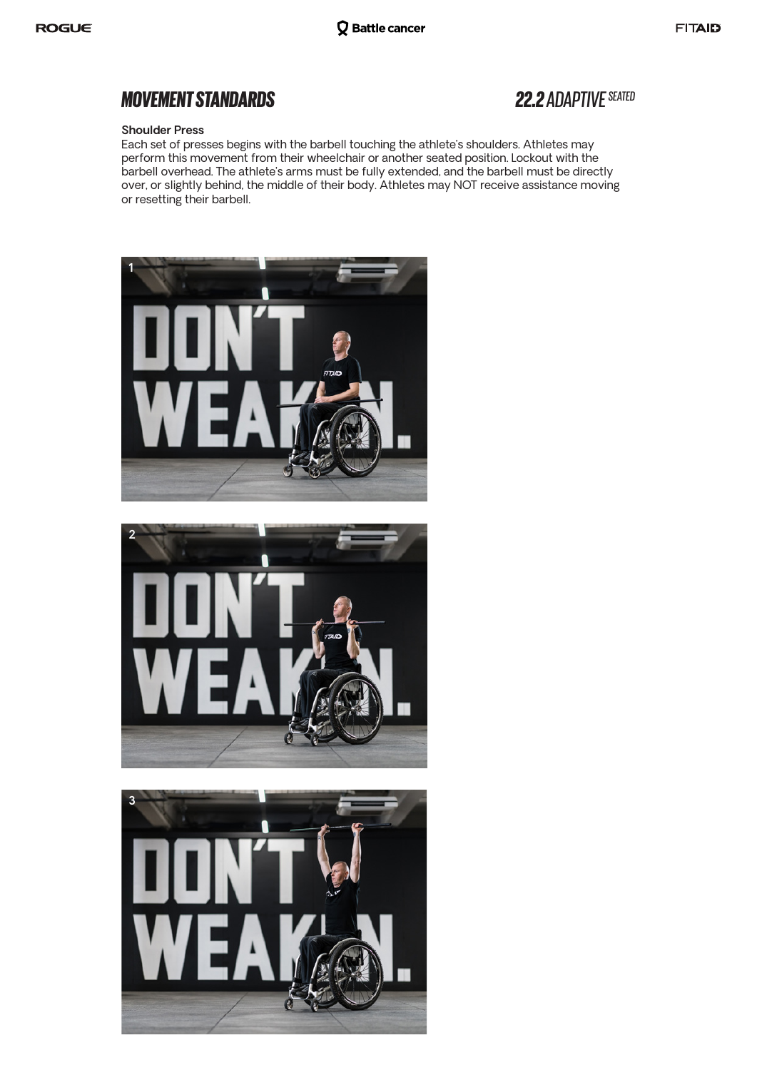# MOVEMENT STANDARDS

## 22.2 ADAPTIVE SEATED

**Shoulder Press**

Each set of presses begins with the barbell touching the athlete's shoulders. Athletes may perform this movement from their wheelchair or another seated position. Lockout with the barbell overhead. The athlete's arms must be fully extended, and the barbell must be directly over, or slightly behind, the middle of their body. Athletes may NOT receive assistance moving or resetting their barbell.

1

2

3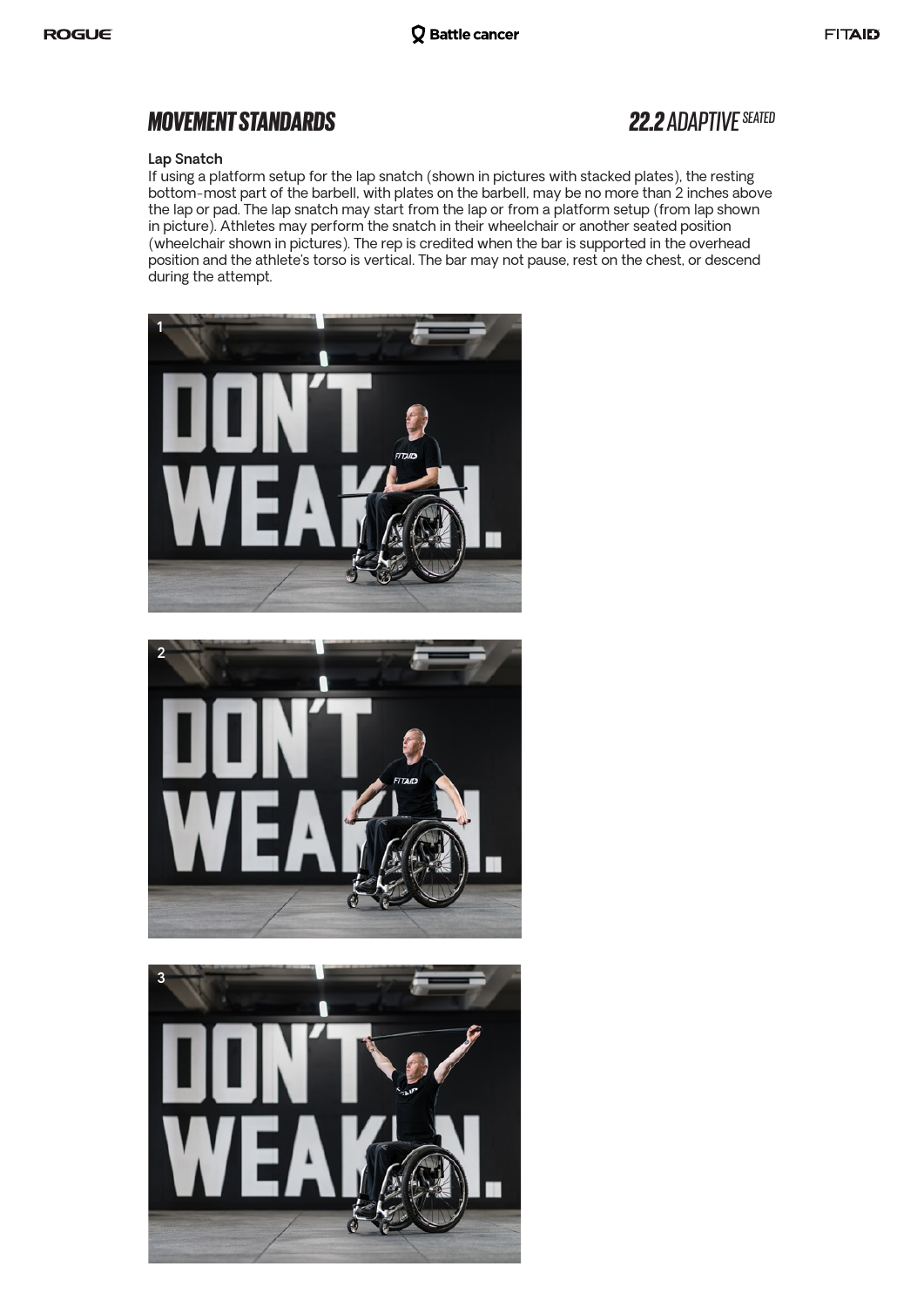# MOVEMENT STANDARDS

## 22.2 ADAPTIVE SEATED

**Lap Snatch**

If using a platform setup for the lap snatch (shown in pictures with stacked plates), the resting bottom-most part of the barbell, with plates on the barbell, may be no more than 2 inches above the lap or pad. The lap snatch may start from the lap or from a platform setup (from lap shown in picture). Athletes may perform the snatch in their wheelchair or another seated position (wheelchair shown in pictures). The rep is credited when the bar is supported in the overhead position and the athlete's torso is vertical. The bar may not pause, rest on the chest, or descend during the attempt.

1

2

3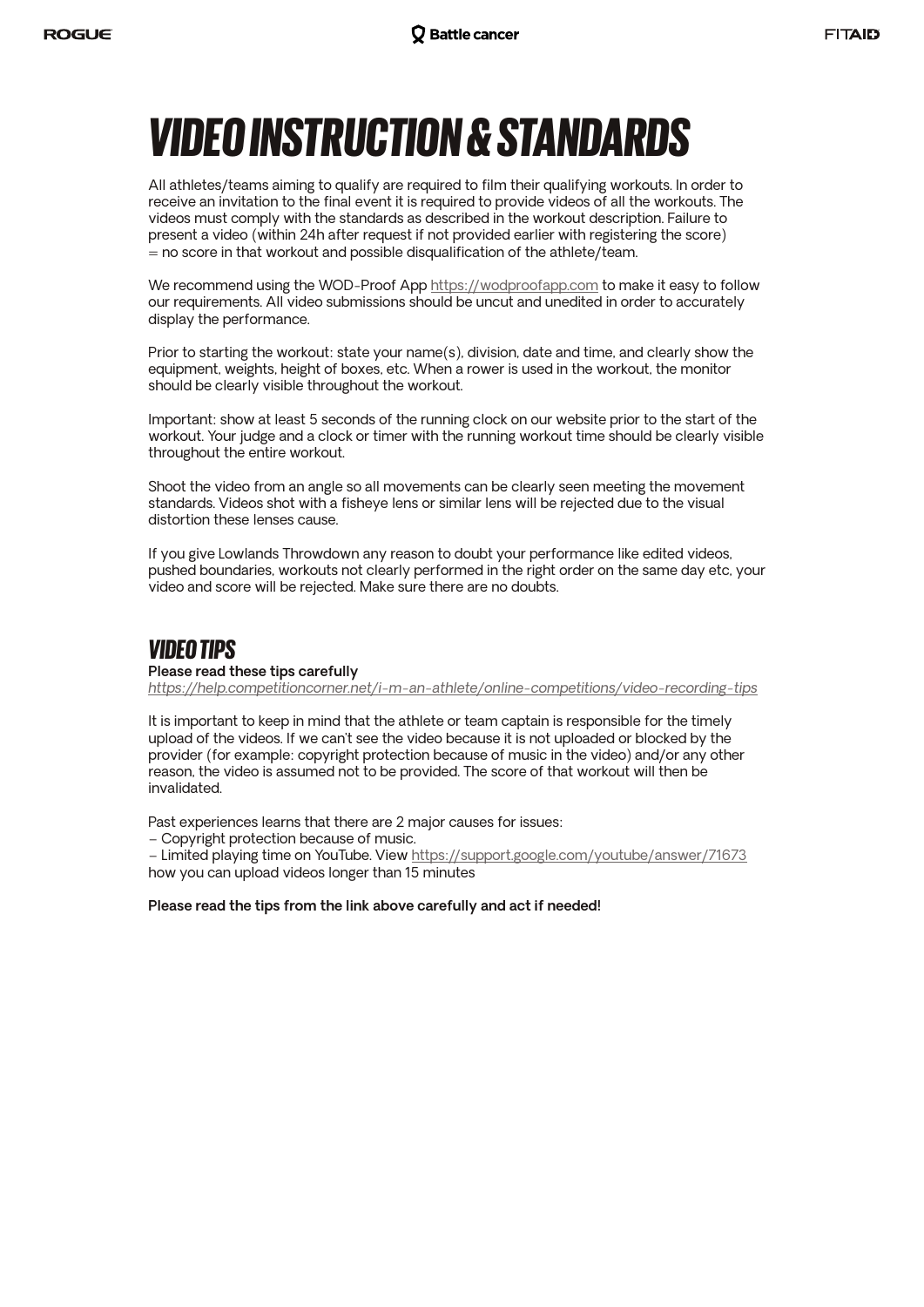# VIDEO INSTRUCTION & STANDARDS

All athletes/teams aiming to qualify are required to film their qualifying workouts. In order to receive an invitation to the final event it is required to provide videos of all the workouts. The videos must comply with the standards as described in the workout description. Failure to present a video (within 24h after request if not provided earlier with registering the score) = no score in that workout and possible disqualification of the athlete/team.

We recommend using the WOD-Proof App https://wodproofapp.com to make it easy to follow our requirements. All video submissions should be uncut and unedited in order to accurately display the performance.

Prior to starting the workout: state your name(s), division, date and time, and clearly show the equipment, weights, height of boxes, etc. When a rower is used in the workout, the monitor should be clearly visible throughout the workout.

Important: show at least 5 seconds of the running clock on our website prior to the start of the workout. Your judge and a clock or timer with the running workout time should be clearly visible throughout the entire workout.

Shoot the video from an angle so all movements can be clearly seen meeting the movement standards. Videos shot with a fisheye lens or similar lens will be rejected due to the visual distortion these lenses cause.

If you give Lowlands Throwdown any reason to doubt your performance like edited videos, pushed boundaries, workouts not clearly performed in the right order on the same day etc, your video and score will be rejected. Make sure there are no doubts.

## VIDEO TIPS

**Please read these tips carefully**
*https://help.competitioncorner.net/i-m-an-athlete/online-competitions/video-recording-tips*

It is important to keep in mind that the athlete or team captain is responsible for the timely upload of the videos. If we can't see the video because it is not uploaded or blocked by the provider (for example: copyright protection because of music in the video) and/or any other reason, the video is assumed not to be provided. The score of that workout will then be invalidated.

Past experiences learns that there are 2 major causes for issues:
– Copyright protection because of music.
– Limited playing time on YouTube. View https://support.google.com/youtube/answer/71673 how you can upload videos longer than 15 minutes

**Please read the tips from the link above carefully and act if needed!**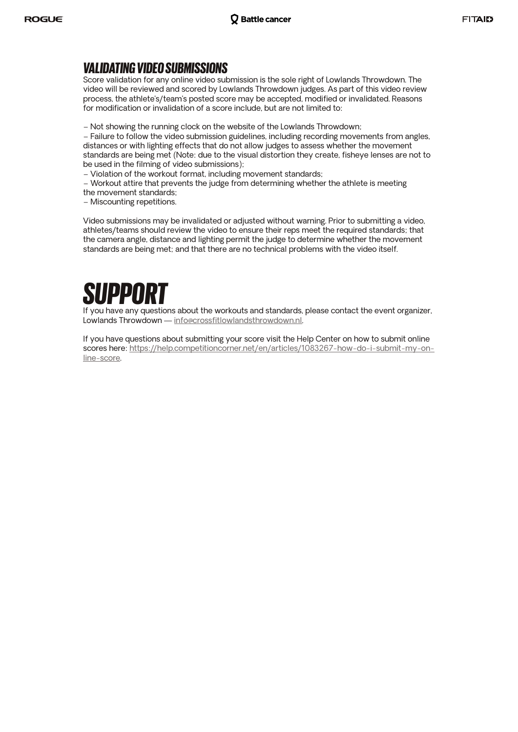## VALIDATING VIDEO SUBMISSIONS

Score validation for any online video submission is the sole right of Lowlands Throwdown. The video will be reviewed and scored by Lowlands Throwdown judges. As part of this video review process, the athlete's/team's posted score may be accepted, modified or invalidated. Reasons for modification or invalidation of a score include, but are not limited to:

– Not showing the running clock on the website of the Lowlands Throwdown;
– Failure to follow the video submission guidelines, including recording movements from angles, distances or with lighting effects that do not allow judges to assess whether the movement standards are being met (Note: due to the visual distortion they create, fisheye lenses are not to be used in the filming of video submissions);
– Violation of the workout format, including movement standards;
– Workout attire that prevents the judge from determining whether the athlete is meeting the movement standards;
– Miscounting repetitions.

Video submissions may be invalidated or adjusted without warning. Prior to submitting a video, athletes/teams should review the video to ensure their reps meet the required standards; that the camera angle, distance and lighting permit the judge to determine whether the movement standards are being met; and that there are no technical problems with the video itself.

# SUPPORT

If you have any questions about the workouts and standards, please contact the event organizer, Lowlands Throwdown — info@crossfitlowlandsthrowdown.nl.

If you have questions about submitting your score visit the Help Center on how to submit online scores here: https://help.competitioncorner.net/en/articles/1083267-how-do-i-submit-my-on-line-score.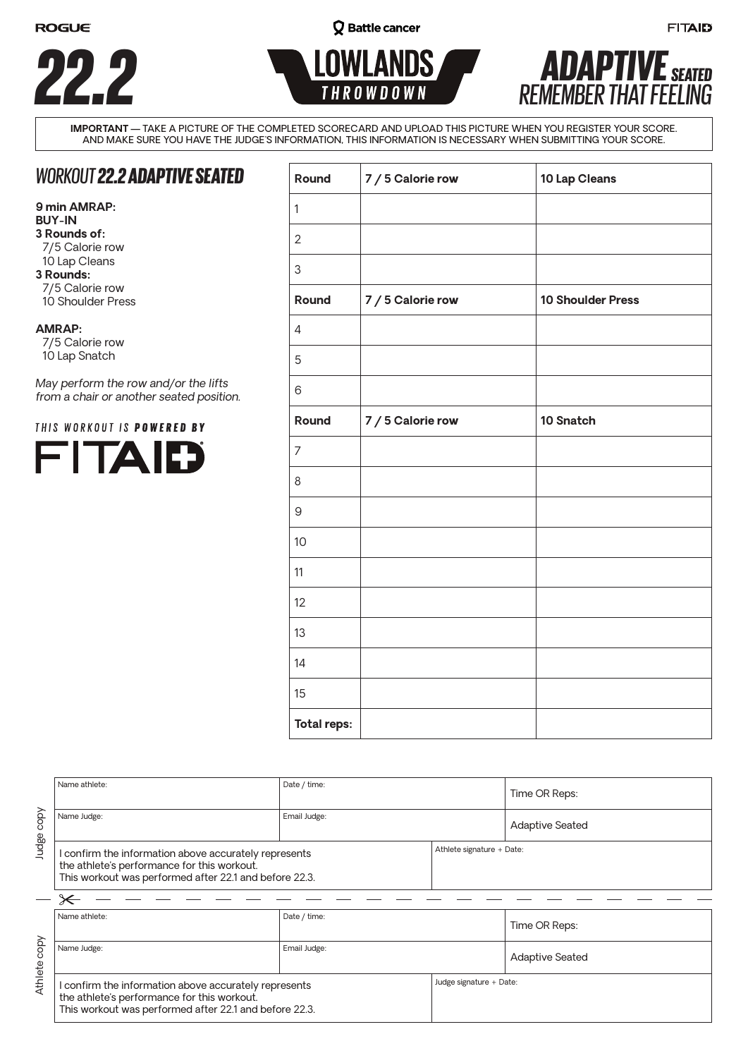ROGUE | Battle cancer | FITAID

# 22.2

# LOWLANDS THROWDOWN

# ADAPTIVE SEATED
REMEMBER THAT FEELING

**IMPORTANT** — TAKE A PICTURE OF THE COMPLETED SCORECARD AND UPLOAD THIS PICTURE WHEN YOU REGISTER YOUR SCORE. AND MAKE SURE YOU HAVE THE JUDGE'S INFORMATION, THIS INFORMATION IS NECESSARY WHEN SUBMITTING YOUR SCORE.

## WORKOUT 22.2 ADAPTIVE SEATED

**9 min AMRAP:**
**BUY-IN**
**3 Rounds of:**
7/5 Calorie row
10 Lap Cleans
**3 Rounds:**
7/5 Calorie row
10 Shoulder Press

**AMRAP:**
7/5 Calorie row
10 Lap Snatch

*May perform the row and/or the lifts from a chair or another seated position.*

THIS WORKOUT IS **POWERED BY**
FITAID

| Round | 7 / 5 Calorie row | 10 Lap Cleans |
|---|---|---|
| 1 | | |
| 2 | | |
| 3 | | |
| **Round** | **7 / 5 Calorie row** | **10 Shoulder Press** |
| 4 | | |
| 5 | | |
| 6 | | |
| **Round** | **7 / 5 Calorie row** | **10 Snatch** |
| 7 | | |
| 8 | | |
| 9 | | |
| 10 | | |
| 11 | | |
| 12 | | |
| 13 | | |
| 14 | | |
| 15 | | |
| **Total reps:** | | |

**Judge copy**

| | | |
|---|---|---|
| Name athlete: | Date / time: | Time OR Reps: |
| Name Judge: | Email Judge: | Adaptive Seated |
| I confirm the information above accurately represents the athlete's performance for this workout. This workout was performed after 22.1 and before 22.3. | Athlete signature + Date: | |

✂ — — — — — — — — — — — — — — — — — — — — —

**Athlete copy**

| | | |
|---|---|---|
| Name athlete: | Date / time: | Time OR Reps: |
| Name Judge: | Email Judge: | Adaptive Seated |
| I confirm the information above accurately represents the athlete's performance for this workout. This workout was performed after 22.1 and before 22.3. | Judge signature + Date: | |